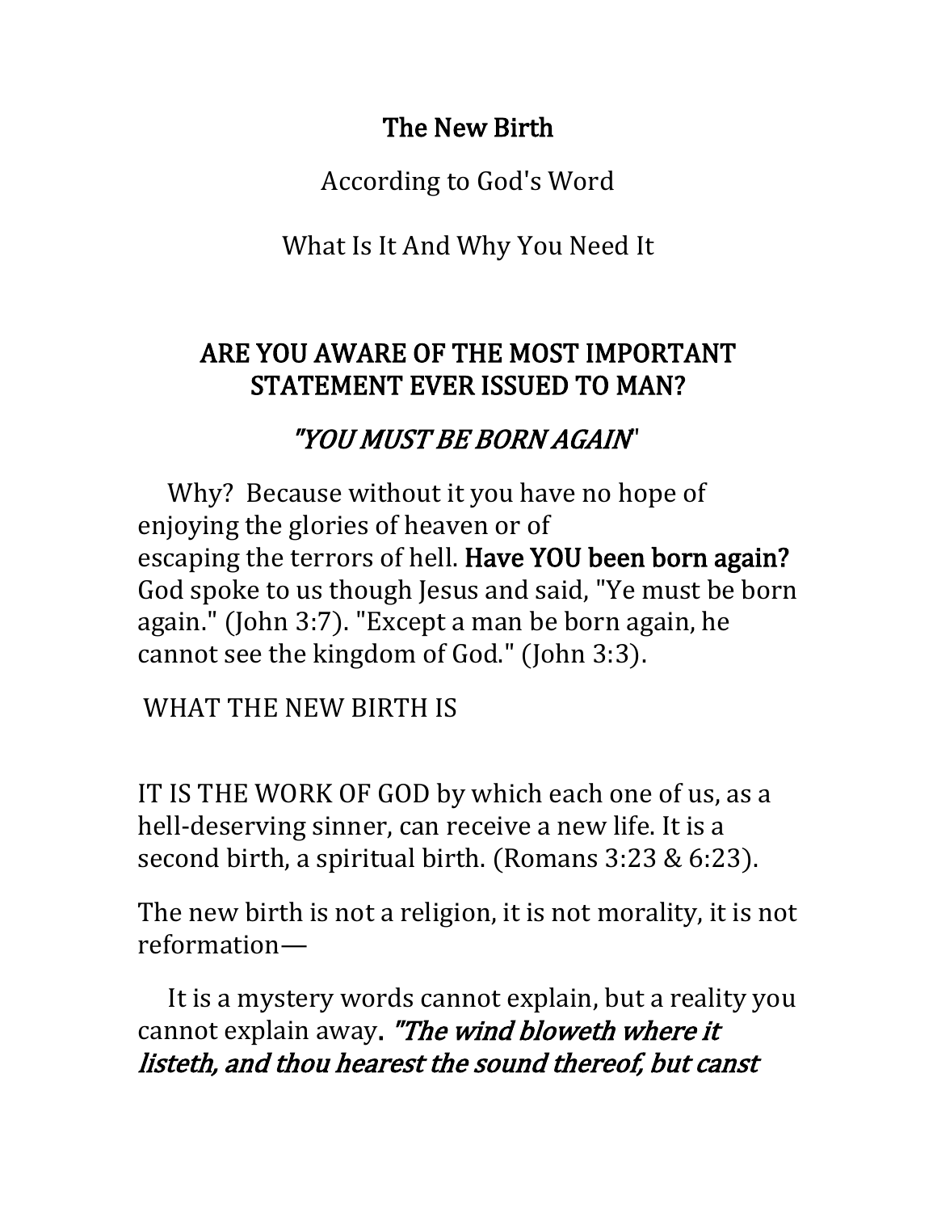# The New Birth

According to God's Word

What Is It And Why You Need It

## ARE YOU AWARE OF THE MOST IMPORTANT STATEMENT EVER ISSUED TO MAN?

## *"YOU MUST BE BORN AGAIN"*

Why? Because without it you have no hope of enjoying the glories of heaven or of escaping the terrors of hell. **Have YOU been born again?** God spoke to us though Jesus and said, "Ye must be born again." (John 3:7). "Except a man be born again, he cannot see the kingdom of God." (John 3:3).

WHAT THE NEW BIRTH IS

IT IS THE WORK OF GOD by which each one of us, as a hell-deserving sinner, can receive a new life. It is a second birth, a spiritual birth. (Romans 3:23 & 6:23).

The new birth is not a religion, it is not morality, it is not reformation—

It is a mystery words cannot explain, but a reality you cannot explain away**.** ***"The wind bloweth where it listeth, and thou hearest the sound thereof, but canst***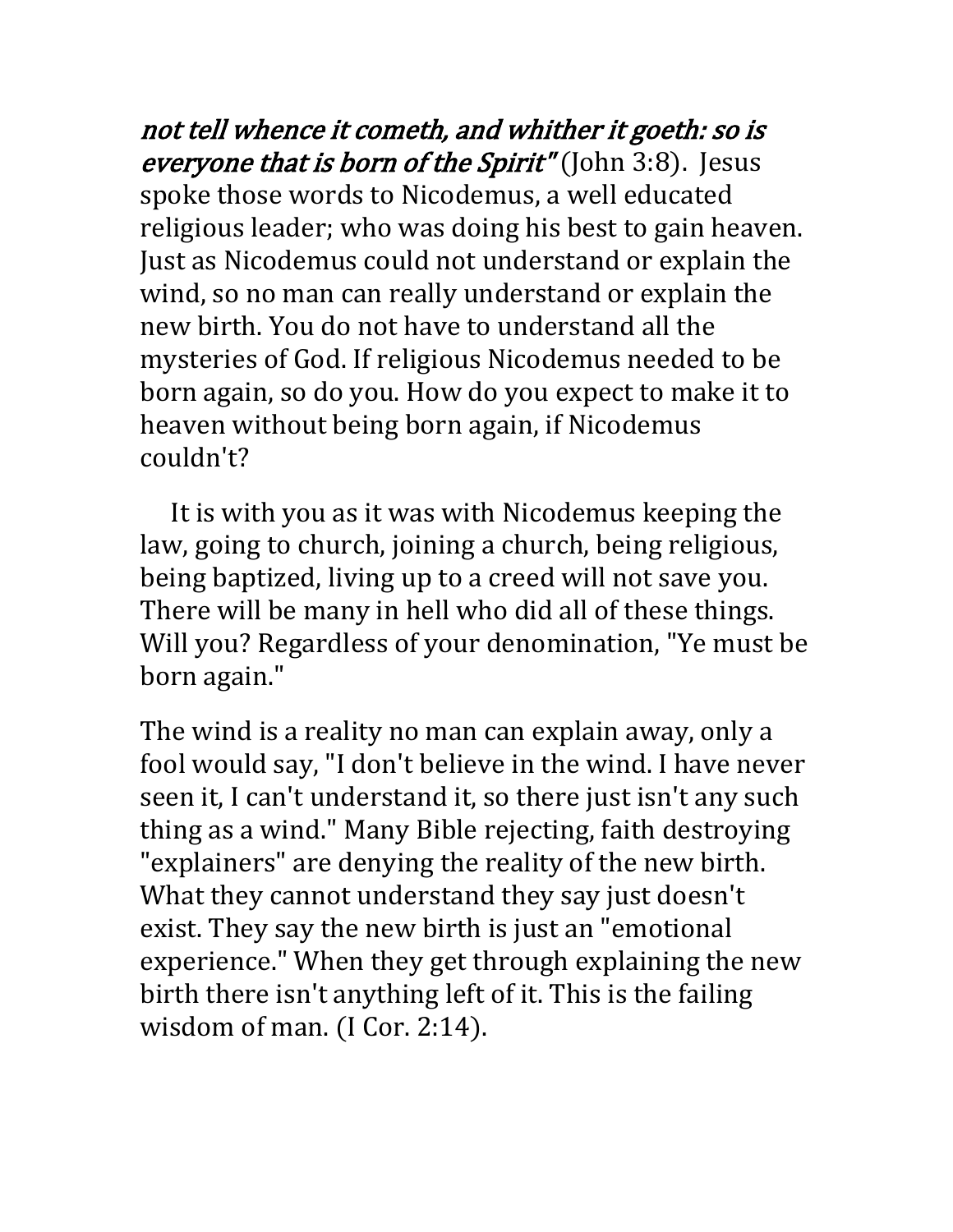*not tell whence it cometh, and whither it goeth: so is everyone that is born of the Spirit"* (John 3:8). Jesus spoke those words to Nicodemus, a well educated religious leader; who was doing his best to gain heaven. Just as Nicodemus could not understand or explain the wind, so no man can really understand or explain the new birth. You do not have to understand all the mysteries of God. If religious Nicodemus needed to be born again, so do you. How do you expect to make it to heaven without being born again, if Nicodemus couldn't?

It is with you as it was with Nicodemus keeping the law, going to church, joining a church, being religious, being baptized, living up to a creed will not save you. There will be many in hell who did all of these things. Will you? Regardless of your denomination, "Ye must be born again."

The wind is a reality no man can explain away, only a fool would say, "I don't believe in the wind. I have never seen it, I can't understand it, so there just isn't any such thing as a wind." Many Bible rejecting, faith destroying "explainers" are denying the reality of the new birth. What they cannot understand they say just doesn't exist. They say the new birth is just an "emotional experience." When they get through explaining the new birth there isn't anything left of it. This is the failing wisdom of man. (I Cor. 2:14).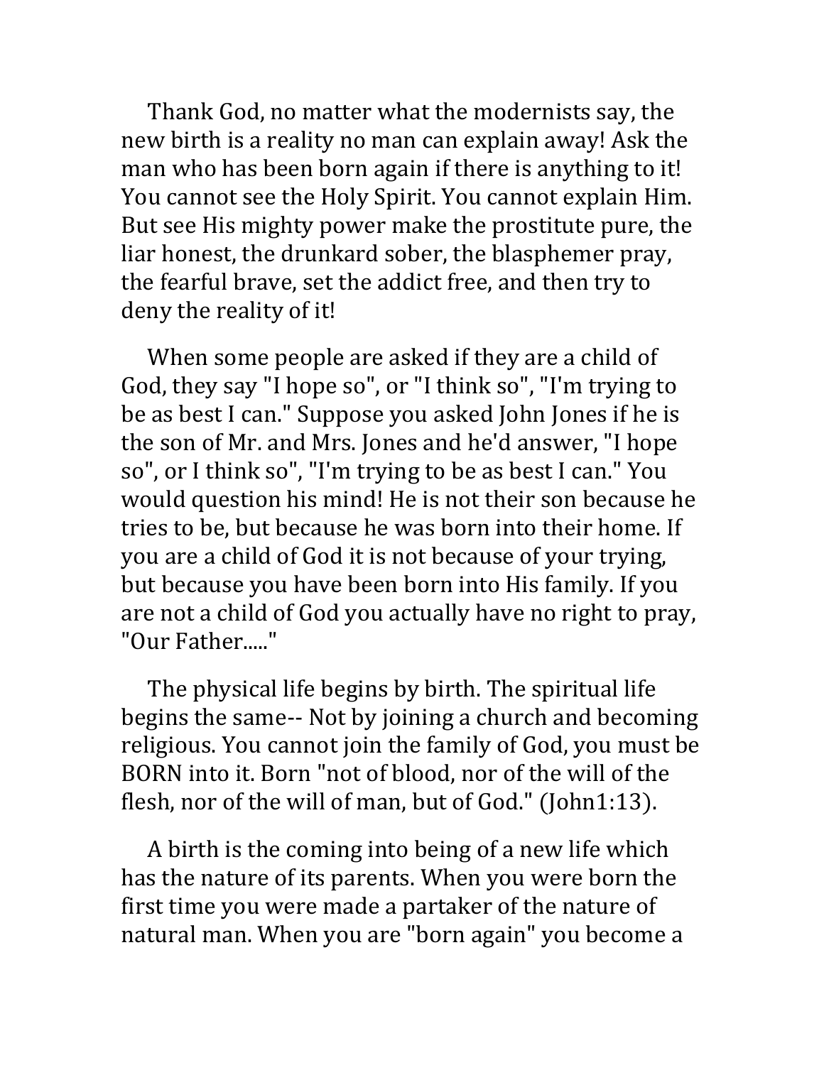Thank God, no matter what the modernists say, the new birth is a reality no man can explain away! Ask the man who has been born again if there is anything to it! You cannot see the Holy Spirit. You cannot explain Him. But see His mighty power make the prostitute pure, the liar honest, the drunkard sober, the blasphemer pray, the fearful brave, set the addict free, and then try to deny the reality of it!

When some people are asked if they are a child of God, they say "I hope so", or "I think so", "I'm trying to be as best I can." Suppose you asked John Jones if he is the son of Mr. and Mrs. Jones and he'd answer, "I hope so", or I think so", "I'm trying to be as best I can." You would question his mind! He is not their son because he tries to be, but because he was born into their home. If you are a child of God it is not because of your trying, but because you have been born into His family. If you are not a child of God you actually have no right to pray, "Our Father....."

The physical life begins by birth. The spiritual life begins the same-- Not by joining a church and becoming religious. You cannot join the family of God, you must be BORN into it. Born "not of blood, nor of the will of the flesh, nor of the will of man, but of God." (John1:13).

A birth is the coming into being of a new life which has the nature of its parents. When you were born the first time you were made a partaker of the nature of natural man. When you are "born again" you become a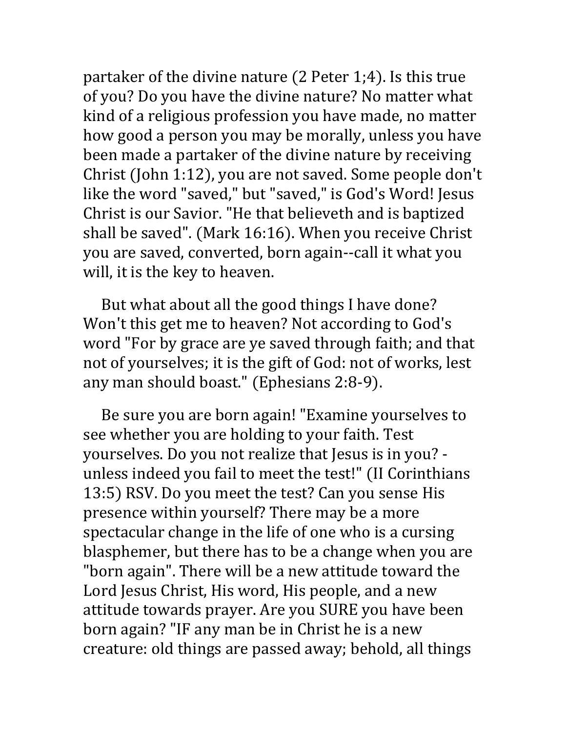partaker of the divine nature (2 Peter 1;4). Is this true of you? Do you have the divine nature? No matter what kind of a religious profession you have made, no matter how good a person you may be morally, unless you have been made a partaker of the divine nature by receiving Christ (John 1:12), you are not saved. Some people don't like the word "saved," but "saved," is God's Word! Jesus Christ is our Savior. "He that believeth and is baptized shall be saved". (Mark 16:16). When you receive Christ you are saved, converted, born again--call it what you will, it is the key to heaven.

But what about all the good things I have done? Won't this get me to heaven? Not according to God's word "For by grace are ye saved through faith; and that not of yourselves; it is the gift of God: not of works, lest any man should boast." (Ephesians 2:8-9).

Be sure you are born again! "Examine yourselves to see whether you are holding to your faith. Test yourselves. Do you not realize that Jesus is in you? - unless indeed you fail to meet the test!" (II Corinthians 13:5) RSV. Do you meet the test? Can you sense His presence within yourself? There may be a more spectacular change in the life of one who is a cursing blasphemer, but there has to be a change when you are "born again". There will be a new attitude toward the Lord Jesus Christ, His word, His people, and a new attitude towards prayer. Are you SURE you have been born again? "IF any man be in Christ he is a new creature: old things are passed away; behold, all things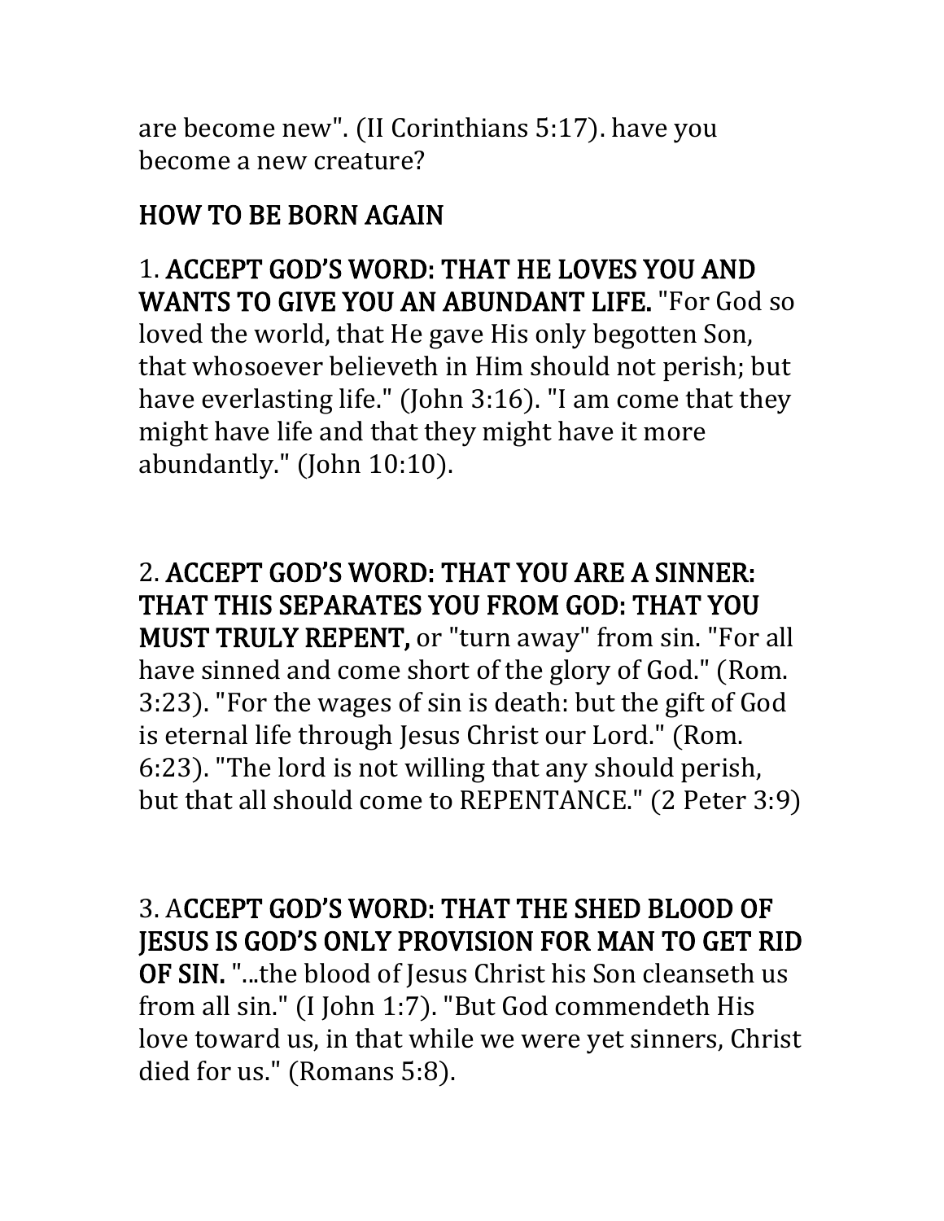are become new". (II Corinthians 5:17). have you become a new creature?

## HOW TO BE BORN AGAIN

1. **ACCEPT GOD'S WORD: THAT HE LOVES YOU AND WANTS TO GIVE YOU AN ABUNDANT LIFE.** "For God so loved the world, that He gave His only begotten Son, that whosoever believeth in Him should not perish; but have everlasting life." (John 3:16). "I am come that they might have life and that they might have it more abundantly." (John 10:10).

2. **ACCEPT GOD'S WORD: THAT YOU ARE A SINNER: THAT THIS SEPARATES YOU FROM GOD: THAT YOU MUST TRULY REPENT,** or "turn away" from sin. "For all have sinned and come short of the glory of God." (Rom. 3:23). "For the wages of sin is death: but the gift of God is eternal life through Jesus Christ our Lord." (Rom. 6:23). "The lord is not willing that any should perish, but that all should come to REPENTANCE." (2 Peter 3:9)

3. A**CCEPT GOD'S WORD: THAT THE SHED BLOOD OF JESUS IS GOD'S ONLY PROVISION FOR MAN TO GET RID OF SIN.** "...the blood of Jesus Christ his Son cleanseth us from all sin." (I John 1:7). "But God commendeth His love toward us, in that while we were yet sinners, Christ died for us." (Romans 5:8).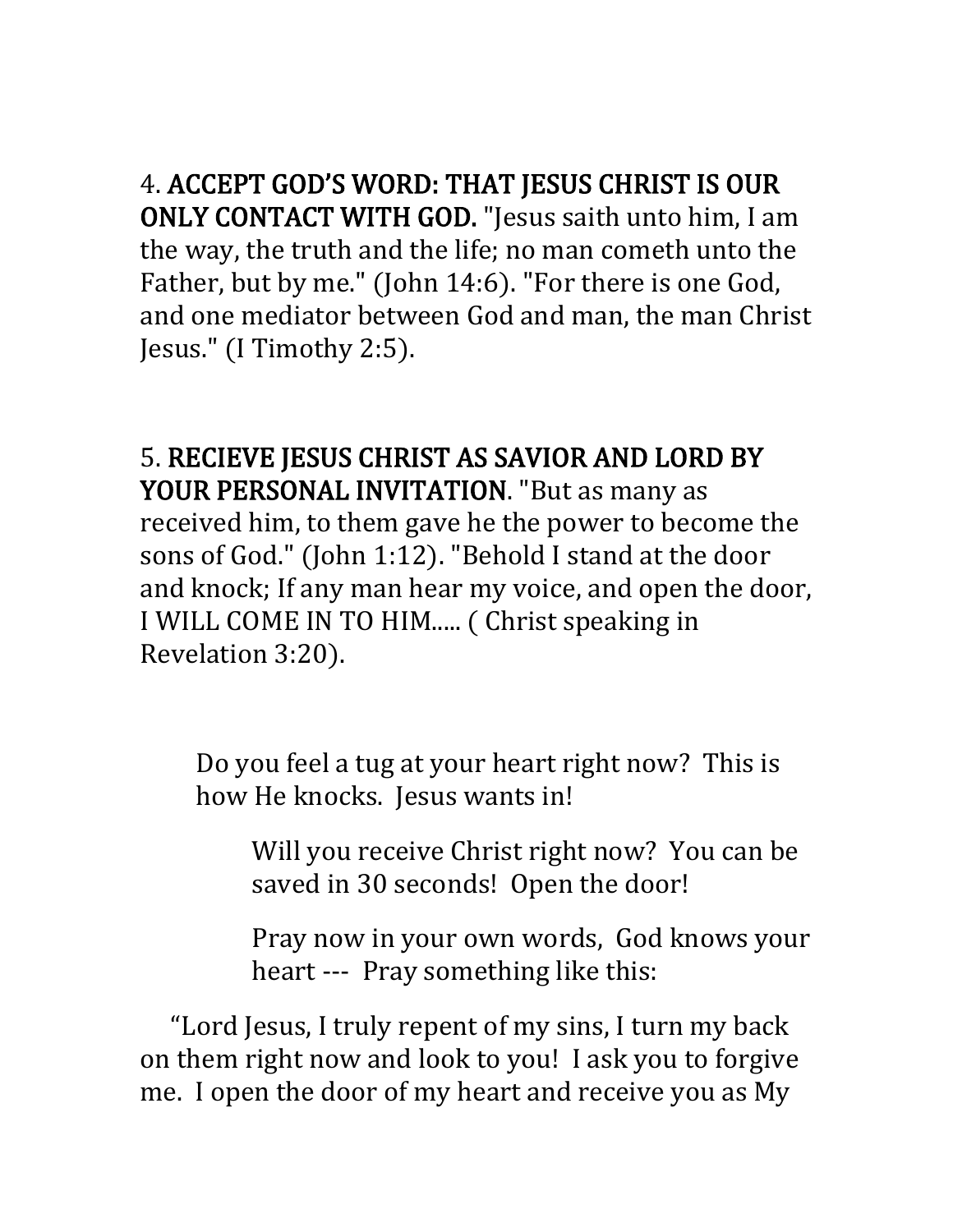4. **ACCEPT GOD'S WORD: THAT JESUS CHRIST IS OUR ONLY CONTACT WITH GOD.** "Jesus saith unto him, I am the way, the truth and the life; no man cometh unto the Father, but by me." (John 14:6). "For there is one God, and one mediator between God and man, the man Christ Jesus." (I Timothy 2:5).

5. **RECIEVE JESUS CHRIST AS SAVIOR AND LORD BY YOUR PERSONAL INVITATION**. "But as many as received him, to them gave he the power to become the sons of God." (John 1:12). "Behold I stand at the door and knock; If any man hear my voice, and open the door, I WILL COME IN TO HIM..... ( Christ speaking in Revelation 3:20).

> Do you feel a tug at your heart right now? This is how He knocks. Jesus wants in!
>
> > Will you receive Christ right now? You can be saved in 30 seconds! Open the door!
> >
> > Pray now in your own words, God knows your heart --- Pray something like this:

"Lord Jesus, I truly repent of my sins, I turn my back on them right now and look to you! I ask you to forgive me. I open the door of my heart and receive you as My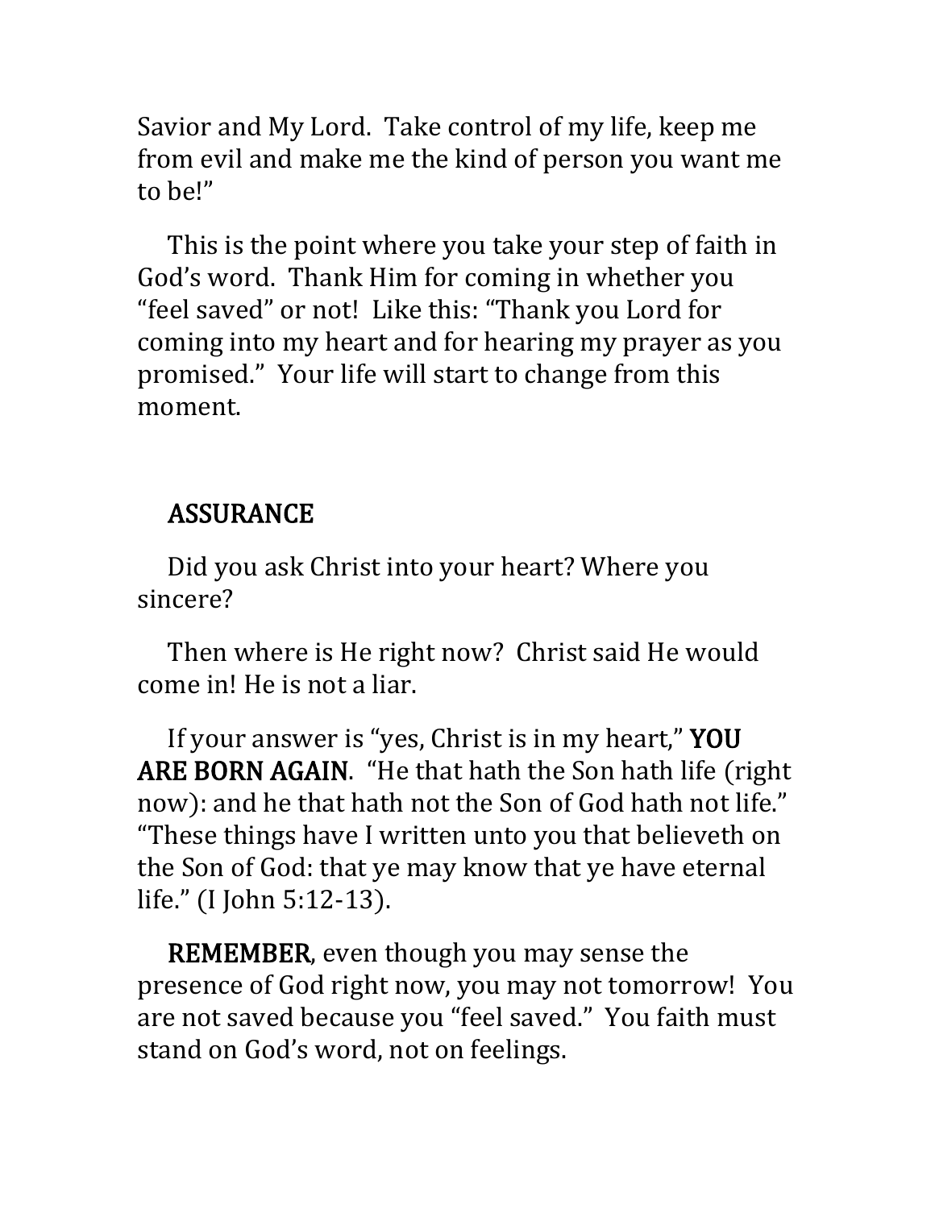Savior and My Lord.  Take control of my life, keep me from evil and make me the kind of person you want me to be!"

This is the point where you take your step of faith in God's word.  Thank Him for coming in whether you "feel saved" or not!  Like this: "Thank you Lord for coming into my heart and for hearing my prayer as you promised."  Your life will start to change from this moment.

## ASSURANCE

Did you ask Christ into your heart? Where you sincere?

Then where is He right now?  Christ said He would come in! He is not a liar.

If your answer is "yes, Christ is in my heart," **YOU ARE BORN AGAIN**.  "He that hath the Son hath life (right now): and he that hath not the Son of God hath not life." "These things have I written unto you that believeth on the Son of God: that ye may know that ye have eternal life." (I John 5:12-13).

**REMEMBER**, even though you may sense the presence of God right now, you may not tomorrow!  You are not saved because you "feel saved."  You faith must stand on God's word, not on feelings.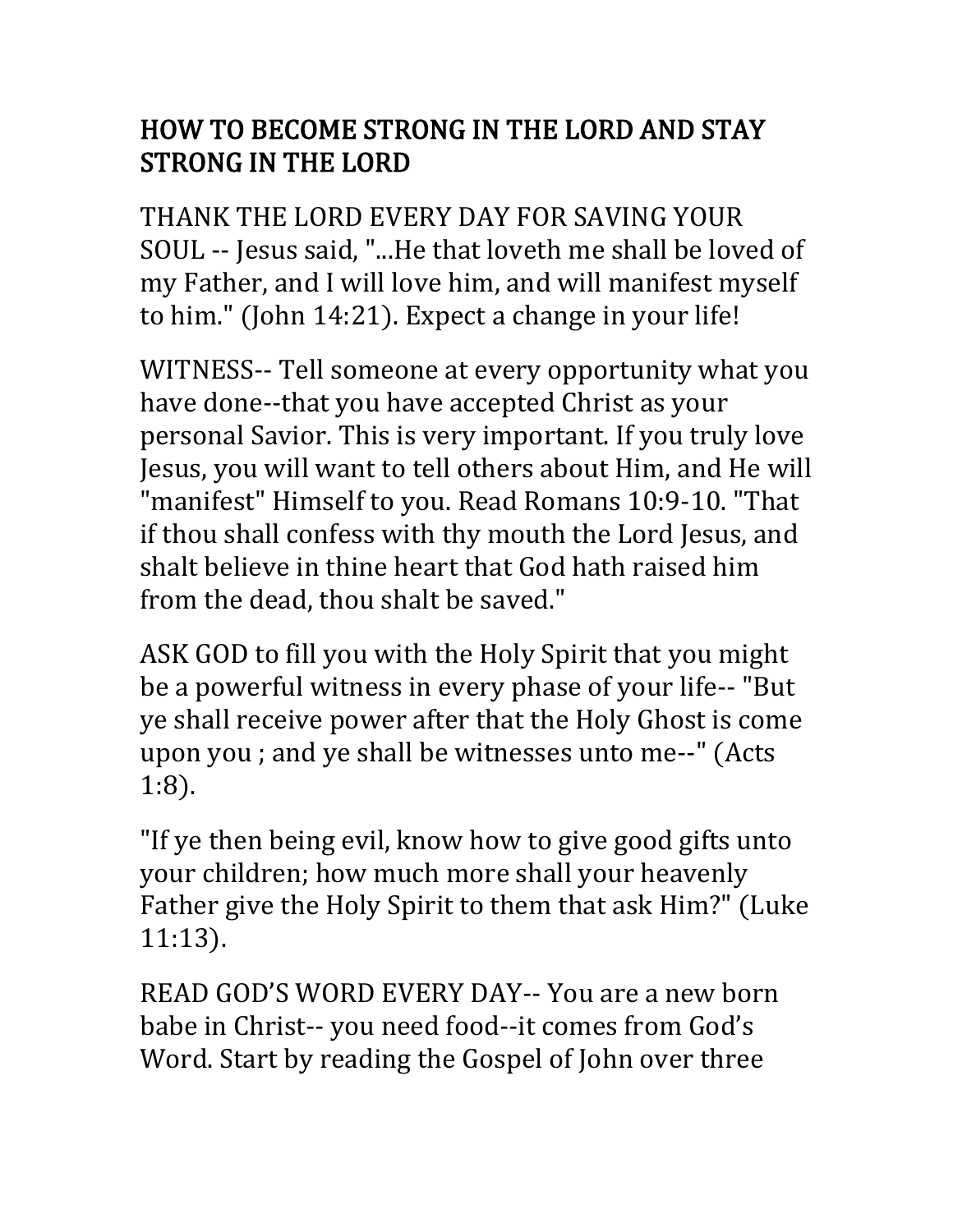## HOW TO BECOME STRONG IN THE LORD AND STAY STRONG IN THE LORD

THANK THE LORD EVERY DAY FOR SAVING YOUR SOUL -- Jesus said, "...He that loveth me shall be loved of my Father, and I will love him, and will manifest myself to him." (John 14:21). Expect a change in your life!

WITNESS-- Tell someone at every opportunity what you have done--that you have accepted Christ as your personal Savior. This is very important. If you truly love Jesus, you will want to tell others about Him, and He will "manifest" Himself to you. Read Romans 10:9-10. "That if thou shall confess with thy mouth the Lord Jesus, and shalt believe in thine heart that God hath raised him from the dead, thou shalt be saved."

ASK GOD to fill you with the Holy Spirit that you might be a powerful witness in every phase of your life-- "But ye shall receive power after that the Holy Ghost is come upon you ; and ye shall be witnesses unto me--" (Acts 1:8).

"If ye then being evil, know how to give good gifts unto your children; how much more shall your heavenly Father give the Holy Spirit to them that ask Him?" (Luke 11:13).

READ GOD'S WORD EVERY DAY-- You are a new born babe in Christ-- you need food--it comes from God's Word. Start by reading the Gospel of John over three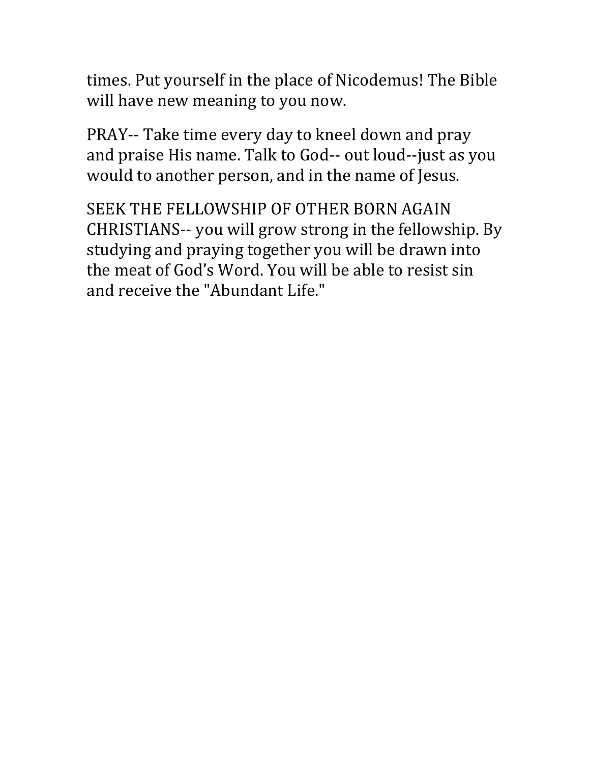times. Put yourself in the place of Nicodemus! The Bible will have new meaning to you now.

PRAY-- Take time every day to kneel down and pray and praise His name. Talk to God-- out loud--just as you would to another person, and in the name of Jesus.

SEEK THE FELLOWSHIP OF OTHER BORN AGAIN CHRISTIANS-- you will grow strong in the fellowship. By studying and praying together you will be drawn into the meat of God's Word. You will be able to resist sin and receive the "Abundant Life."